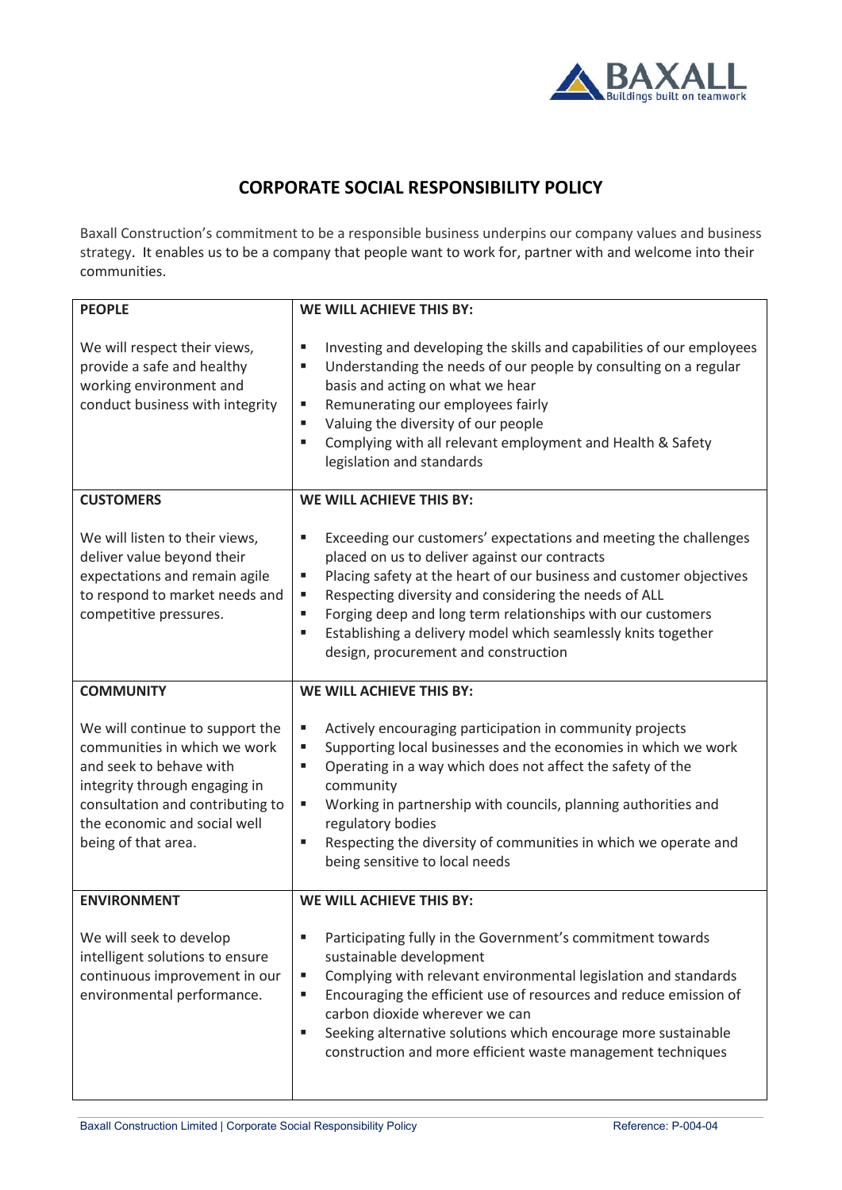# CORPORATE SOCIAL RESPONSIBILITY POLICY

Baxall Construction's commitment to be a responsible business underpins our company values and business strategy. It enables us to be a company that people want to work for, partner with and welcome into their communities.

| **PEOPLE** | **WE WILL ACHIEVE THIS BY:** |
|---|---|
| We will respect their views, provide a safe and healthy working environment and conduct business with integrity | ▪ Investing and developing the skills and capabilities of our employees<br>▪ Understanding the needs of our people by consulting on a regular basis and acting on what we hear<br>▪ Remunerating our employees fairly<br>▪ Valuing the diversity of our people<br>▪ Complying with all relevant employment and Health & Safety legislation and standards |
| **CUSTOMERS** | **WE WILL ACHIEVE THIS BY:** |
| We will listen to their views, deliver value beyond their expectations and remain agile to respond to market needs and competitive pressures. | ▪ Exceeding our customers' expectations and meeting the challenges placed on us to deliver against our contracts<br>▪ Placing safety at the heart of our business and customer objectives<br>▪ Respecting diversity and considering the needs of ALL<br>▪ Forging deep and long term relationships with our customers<br>▪ Establishing a delivery model which seamlessly knits together design, procurement and construction |
| **COMMUNITY** | **WE WILL ACHIEVE THIS BY:** |
| We will continue to support the communities in which we work and seek to behave with integrity through engaging in consultation and contributing to the economic and social well being of that area. | ▪ Actively encouraging participation in community projects<br>▪ Supporting local businesses and the economies in which we work<br>▪ Operating in a way which does not affect the safety of the community<br>▪ Working in partnership with councils, planning authorities and regulatory bodies<br>▪ Respecting the diversity of communities in which we operate and being sensitive to local needs |
| **ENVIRONMENT** | **WE WILL ACHIEVE THIS BY:** |
| We will seek to develop intelligent solutions to ensure continuous improvement in our environmental performance. | ▪ Participating fully in the Government's commitment towards sustainable development<br>▪ Complying with relevant environmental legislation and standards<br>▪ Encouraging the efficient use of resources and reduce emission of carbon dioxide wherever we can<br>▪ Seeking alternative solutions which encourage more sustainable construction and more efficient waste management techniques |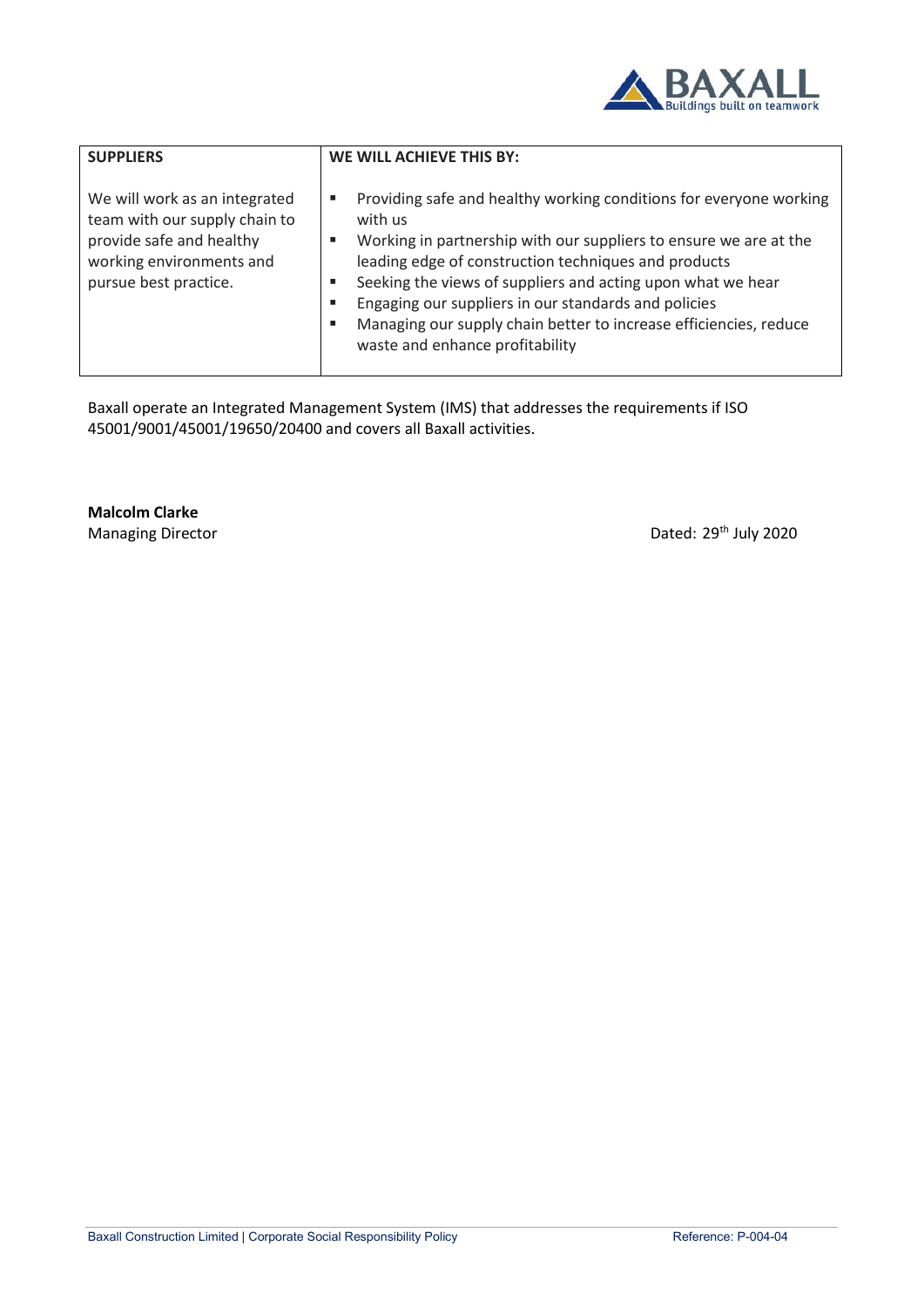| SUPPLIERS | WE WILL ACHIEVE THIS BY: |
|---|---|
| We will work as an integrated team with our supply chain to provide safe and healthy working environments and pursue best practice. | ▪ Providing safe and healthy working conditions for everyone working with us<br>▪ Working in partnership with our suppliers to ensure we are at the leading edge of construction techniques and products<br>▪ Seeking the views of suppliers and acting upon what we hear<br>▪ Engaging our suppliers in our standards and policies<br>▪ Managing our supply chain better to increase efficiencies, reduce waste and enhance profitability |

Baxall operate an Integrated Management System (IMS) that addresses the requirements if ISO 45001/9001/45001/19650/20400 and covers all Baxall activities.

**Malcolm Clarke**
Managing Director

Dated: 29th July 2020